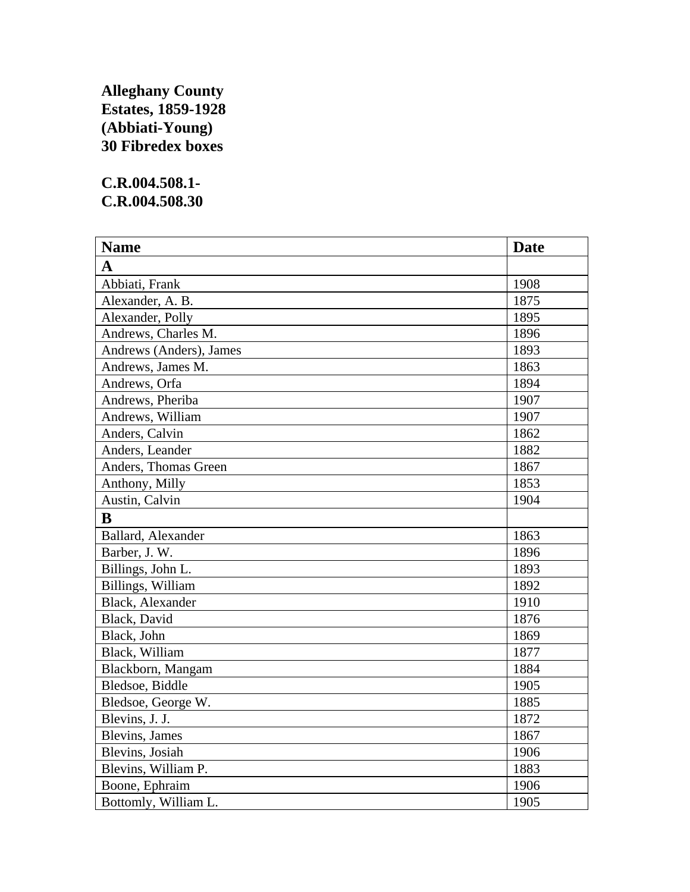**Alleghany County**
**Estates, 1859-1928**
**(Abbiati-Young)**
**30 Fibredex boxes**

**C.R.004.508.1-**
**C.R.004.508.30**

| Name | Date |
|---|---|
| **A** | |
| Abbiati, Frank | 1908 |
| Alexander, A. B. | 1875 |
| Alexander, Polly | 1895 |
| Andrews, Charles M. | 1896 |
| Andrews (Anders), James | 1893 |
| Andrews, James M. | 1863 |
| Andrews, Orfa | 1894 |
| Andrews, Pheriba | 1907 |
| Andrews, William | 1907 |
| Anders, Calvin | 1862 |
| Anders, Leander | 1882 |
| Anders, Thomas Green | 1867 |
| Anthony, Milly | 1853 |
| Austin, Calvin | 1904 |
| **B** | |
| Ballard, Alexander | 1863 |
| Barber, J. W. | 1896 |
| Billings, John L. | 1893 |
| Billings, William | 1892 |
| Black, Alexander | 1910 |
| Black, David | 1876 |
| Black, John | 1869 |
| Black, William | 1877 |
| Blackborn, Mangam | 1884 |
| Bledsoe, Biddle | 1905 |
| Bledsoe, George W. | 1885 |
| Blevins, J. J. | 1872 |
| Blevins, James | 1867 |
| Blevins, Josiah | 1906 |
| Blevins, William P. | 1883 |
| Boone, Ephraim | 1906 |
| Bottomly, William L. | 1905 |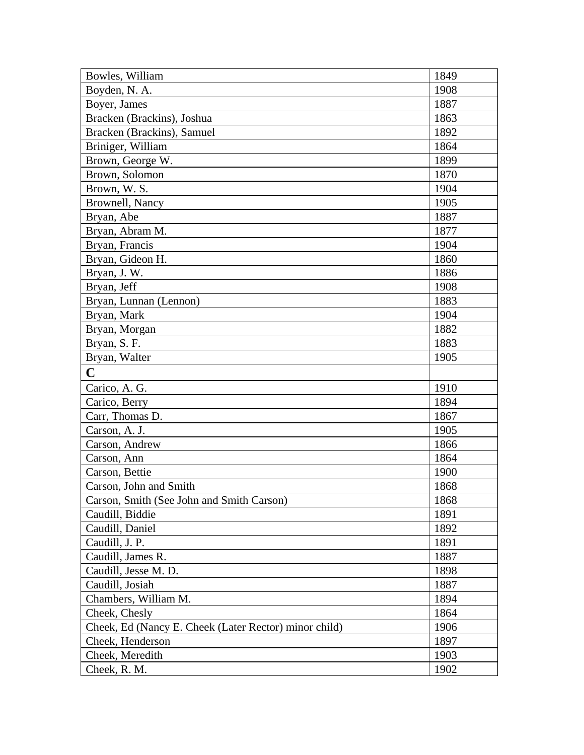| | |
|---|---|
| Bowles, William | 1849 |
| Boyden, N. A. | 1908 |
| Boyer, James | 1887 |
| Bracken (Brackins), Joshua | 1863 |
| Bracken (Brackins), Samuel | 1892 |
| Briniger, William | 1864 |
| Brown, George W. | 1899 |
| Brown, Solomon | 1870 |
| Brown, W. S. | 1904 |
| Brownell, Nancy | 1905 |
| Bryan, Abe | 1887 |
| Bryan, Abram M. | 1877 |
| Bryan, Francis | 1904 |
| Bryan, Gideon H. | 1860 |
| Bryan, J. W. | 1886 |
| Bryan, Jeff | 1908 |
| Bryan, Lunnan (Lennon) | 1883 |
| Bryan, Mark | 1904 |
| Bryan, Morgan | 1882 |
| Bryan, S. F. | 1883 |
| Bryan, Walter | 1905 |
| **C** | |
| Carico, A. G. | 1910 |
| Carico, Berry | 1894 |
| Carr, Thomas D. | 1867 |
| Carson, A. J. | 1905 |
| Carson, Andrew | 1866 |
| Carson, Ann | 1864 |
| Carson, Bettie | 1900 |
| Carson, John and Smith | 1868 |
| Carson, Smith (See John and Smith Carson) | 1868 |
| Caudill, Biddie | 1891 |
| Caudill, Daniel | 1892 |
| Caudill, J. P. | 1891 |
| Caudill, James R. | 1887 |
| Caudill, Jesse M. D. | 1898 |
| Caudill, Josiah | 1887 |
| Chambers, William M. | 1894 |
| Cheek, Chesly | 1864 |
| Cheek, Ed (Nancy E. Cheek (Later Rector) minor child) | 1906 |
| Cheek, Henderson | 1897 |
| Cheek, Meredith | 1903 |
| Cheek, R. M. | 1902 |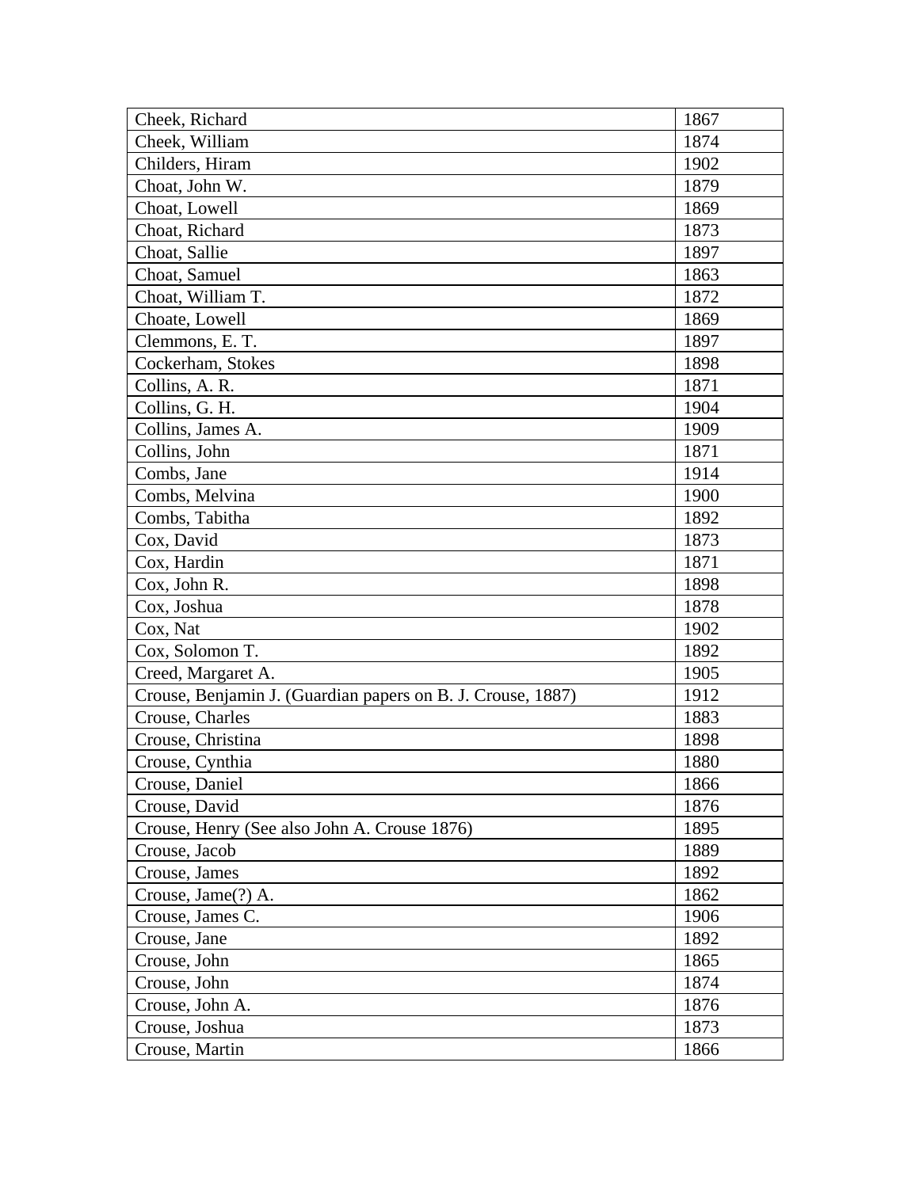| Cheek, Richard | 1867 |
|---|---|
| Cheek, William | 1874 |
| Childers, Hiram | 1902 |
| Choat, John W. | 1879 |
| Choat, Lowell | 1869 |
| Choat, Richard | 1873 |
| Choat, Sallie | 1897 |
| Choat, Samuel | 1863 |
| Choat, William T. | 1872 |
| Choate, Lowell | 1869 |
| Clemmons, E. T. | 1897 |
| Cockerham, Stokes | 1898 |
| Collins, A. R. | 1871 |
| Collins, G. H. | 1904 |
| Collins, James A. | 1909 |
| Collins, John | 1871 |
| Combs, Jane | 1914 |
| Combs, Melvina | 1900 |
| Combs, Tabitha | 1892 |
| Cox, David | 1873 |
| Cox, Hardin | 1871 |
| Cox, John R. | 1898 |
| Cox, Joshua | 1878 |
| Cox, Nat | 1902 |
| Cox, Solomon T. | 1892 |
| Creed, Margaret A. | 1905 |
| Crouse, Benjamin J. (Guardian papers on B. J. Crouse, 1887) | 1912 |
| Crouse, Charles | 1883 |
| Crouse, Christina | 1898 |
| Crouse, Cynthia | 1880 |
| Crouse, Daniel | 1866 |
| Crouse, David | 1876 |
| Crouse, Henry (See also John A. Crouse 1876) | 1895 |
| Crouse, Jacob | 1889 |
| Crouse, James | 1892 |
| Crouse, Jame(?) A. | 1862 |
| Crouse, James C. | 1906 |
| Crouse, Jane | 1892 |
| Crouse, John | 1865 |
| Crouse, John | 1874 |
| Crouse, John A. | 1876 |
| Crouse, Joshua | 1873 |
| Crouse, Martin | 1866 |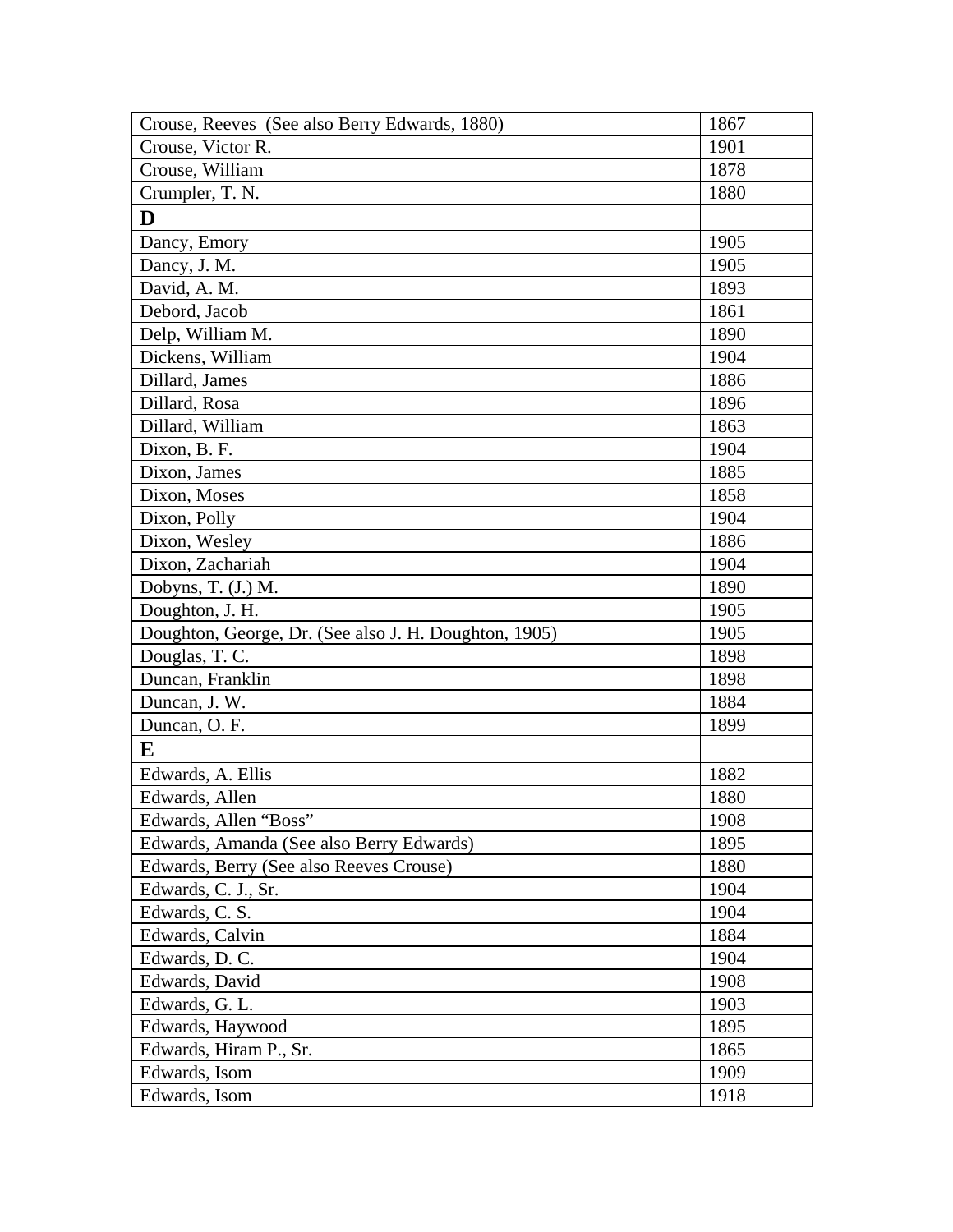| | |
|---|---|
| Crouse, Reeves (See also Berry Edwards, 1880) | 1867 |
| Crouse, Victor R. | 1901 |
| Crouse, William | 1878 |
| Crumpler, T. N. | 1880 |
| **D** | |
| Dancy, Emory | 1905 |
| Dancy, J. M. | 1905 |
| David, A. M. | 1893 |
| Debord, Jacob | 1861 |
| Delp, William M. | 1890 |
| Dickens, William | 1904 |
| Dillard, James | 1886 |
| Dillard, Rosa | 1896 |
| Dillard, William | 1863 |
| Dixon, B. F. | 1904 |
| Dixon, James | 1885 |
| Dixon, Moses | 1858 |
| Dixon, Polly | 1904 |
| Dixon, Wesley | 1886 |
| Dixon, Zachariah | 1904 |
| Dobyns, T. (J.) M. | 1890 |
| Doughton, J. H. | 1905 |
| Doughton, George, Dr. (See also J. H. Doughton, 1905) | 1905 |
| Douglas, T. C. | 1898 |
| Duncan, Franklin | 1898 |
| Duncan, J. W. | 1884 |
| Duncan, O. F. | 1899 |
| **E** | |
| Edwards, A. Ellis | 1882 |
| Edwards, Allen | 1880 |
| Edwards, Allen "Boss" | 1908 |
| Edwards, Amanda (See also Berry Edwards) | 1895 |
| Edwards, Berry (See also Reeves Crouse) | 1880 |
| Edwards, C. J., Sr. | 1904 |
| Edwards, C. S. | 1904 |
| Edwards, Calvin | 1884 |
| Edwards, D. C. | 1904 |
| Edwards, David | 1908 |
| Edwards, G. L. | 1903 |
| Edwards, Haywood | 1895 |
| Edwards, Hiram P., Sr. | 1865 |
| Edwards, Isom | 1909 |
| Edwards, Isom | 1918 |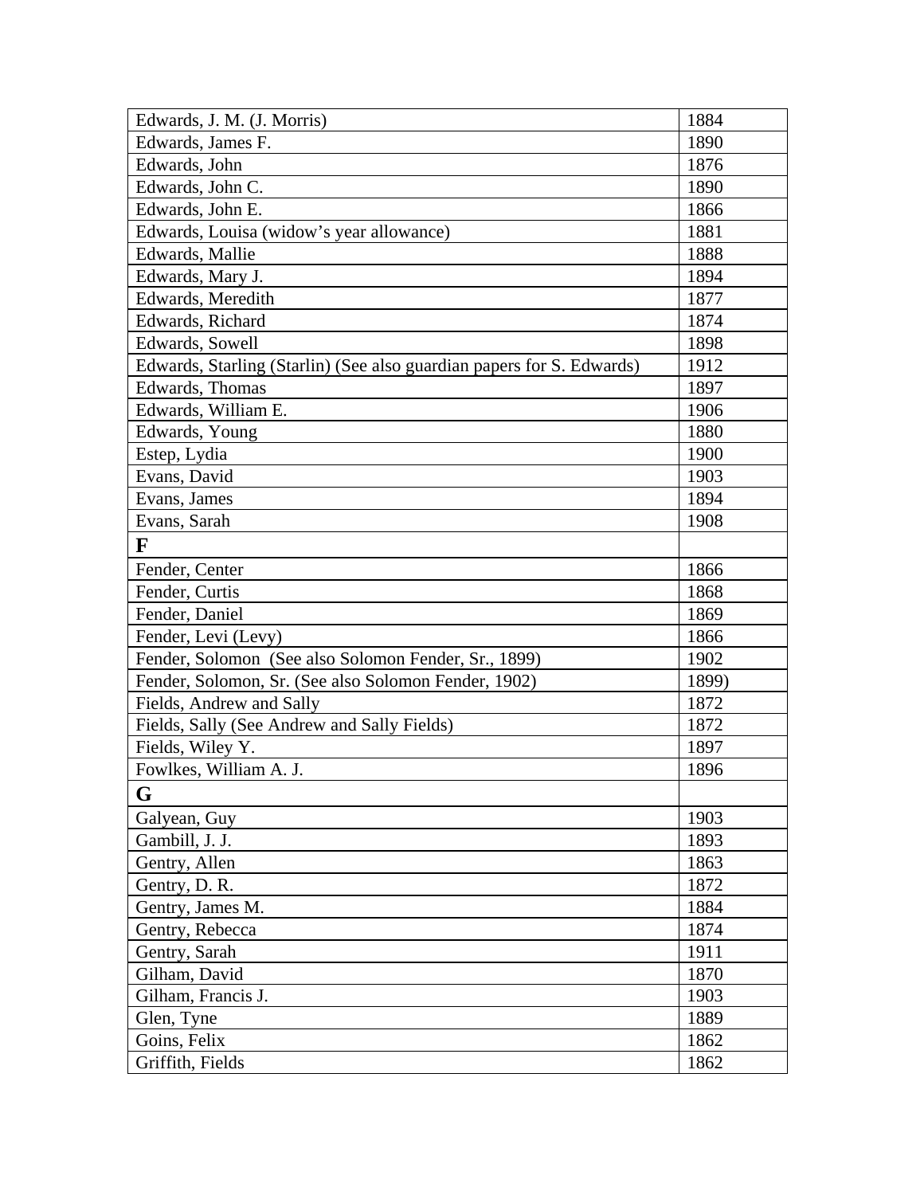| Edwards, J. M. (J. Morris) | 1884 |
|---|---|
| Edwards, James F. | 1890 |
| Edwards, John | 1876 |
| Edwards, John C. | 1890 |
| Edwards, John E. | 1866 |
| Edwards, Louisa (widow's year allowance) | 1881 |
| Edwards, Mallie | 1888 |
| Edwards, Mary J. | 1894 |
| Edwards, Meredith | 1877 |
| Edwards, Richard | 1874 |
| Edwards, Sowell | 1898 |
| Edwards, Starling (Starlin) (See also guardian papers for S. Edwards) | 1912 |
| Edwards, Thomas | 1897 |
| Edwards, William E. | 1906 |
| Edwards, Young | 1880 |
| Estep, Lydia | 1900 |
| Evans, David | 1903 |
| Evans, James | 1894 |
| Evans, Sarah | 1908 |
| **F** | |
| Fender, Center | 1866 |
| Fender, Curtis | 1868 |
| Fender, Daniel | 1869 |
| Fender, Levi (Levy) | 1866 |
| Fender, Solomon (See also Solomon Fender, Sr., 1899) | 1902 |
| Fender, Solomon, Sr. (See also Solomon Fender, 1902) | 1899) |
| Fields, Andrew and Sally | 1872 |
| Fields, Sally (See Andrew and Sally Fields) | 1872 |
| Fields, Wiley Y. | 1897 |
| Fowlkes, William A. J. | 1896 |
| **G** | |
| Galyean, Guy | 1903 |
| Gambill, J. J. | 1893 |
| Gentry, Allen | 1863 |
| Gentry, D. R. | 1872 |
| Gentry, James M. | 1884 |
| Gentry, Rebecca | 1874 |
| Gentry, Sarah | 1911 |
| Gilham, David | 1870 |
| Gilham, Francis J. | 1903 |
| Glen, Tyne | 1889 |
| Goins, Felix | 1862 |
| Griffith, Fields | 1862 |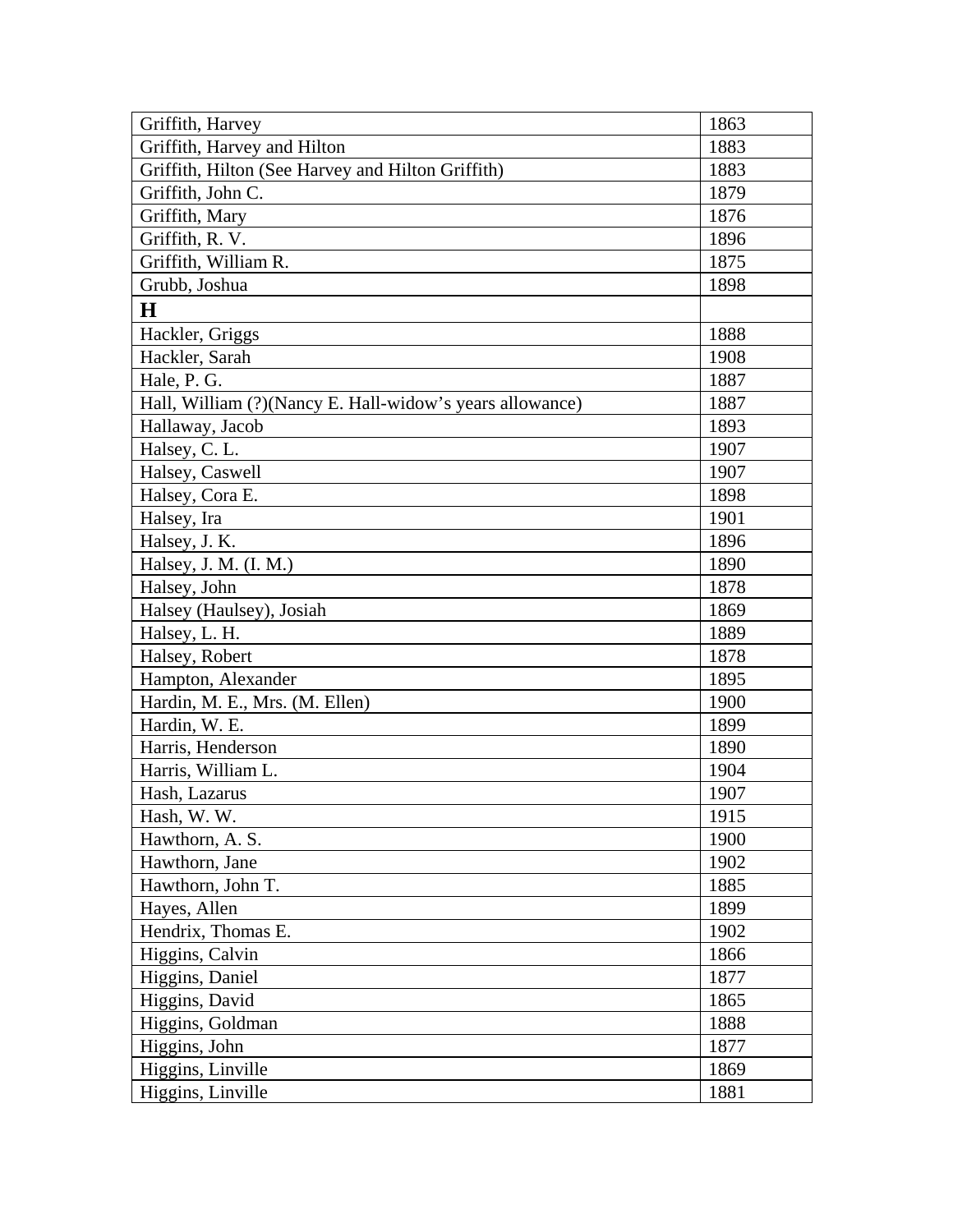| | |
|---|---|
| Griffith, Harvey | 1863 |
| Griffith, Harvey and Hilton | 1883 |
| Griffith, Hilton (See Harvey and Hilton Griffith) | 1883 |
| Griffith, John C. | 1879 |
| Griffith, Mary | 1876 |
| Griffith, R. V. | 1896 |
| Griffith, William R. | 1875 |
| Grubb, Joshua | 1898 |
| **H** | |
| Hackler, Griggs | 1888 |
| Hackler, Sarah | 1908 |
| Hale, P. G. | 1887 |
| Hall, William (?)(Nancy E. Hall-widow's years allowance) | 1887 |
| Hallaway, Jacob | 1893 |
| Halsey, C. L. | 1907 |
| Halsey, Caswell | 1907 |
| Halsey, Cora E. | 1898 |
| Halsey, Ira | 1901 |
| Halsey, J. K. | 1896 |
| Halsey, J. M. (I. M.) | 1890 |
| Halsey, John | 1878 |
| Halsey (Haulsey), Josiah | 1869 |
| Halsey, L. H. | 1889 |
| Halsey, Robert | 1878 |
| Hampton, Alexander | 1895 |
| Hardin, M. E., Mrs. (M. Ellen) | 1900 |
| Hardin, W. E. | 1899 |
| Harris, Henderson | 1890 |
| Harris, William L. | 1904 |
| Hash, Lazarus | 1907 |
| Hash, W. W. | 1915 |
| Hawthorn, A. S. | 1900 |
| Hawthorn, Jane | 1902 |
| Hawthorn, John T. | 1885 |
| Hayes, Allen | 1899 |
| Hendrix, Thomas E. | 1902 |
| Higgins, Calvin | 1866 |
| Higgins, Daniel | 1877 |
| Higgins, David | 1865 |
| Higgins, Goldman | 1888 |
| Higgins, John | 1877 |
| Higgins, Linville | 1869 |
| Higgins, Linville | 1881 |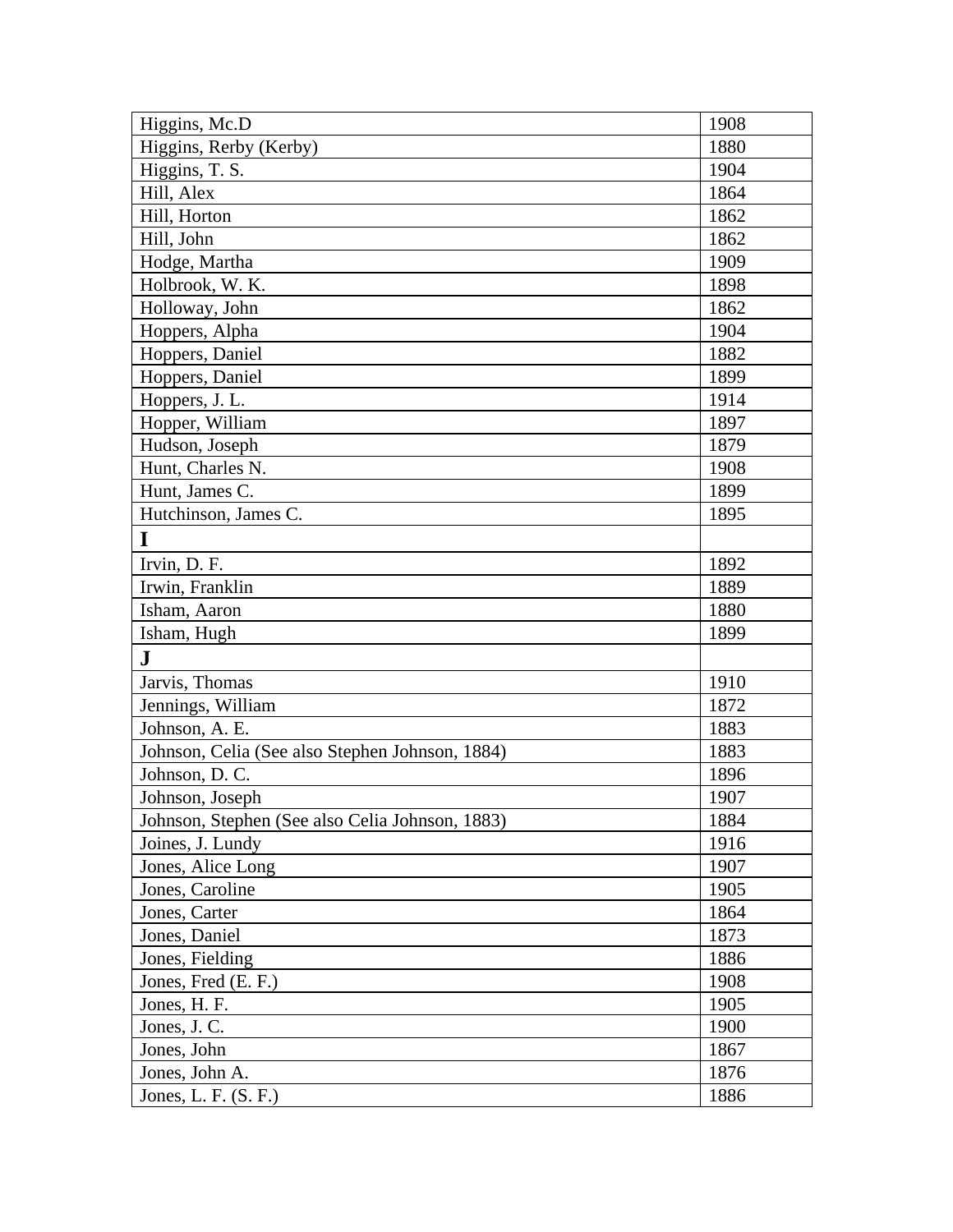| Higgins, Mc.D | 1908 |
|---|---|
| Higgins, Rerby (Kerby) | 1880 |
| Higgins, T. S. | 1904 |
| Hill, Alex | 1864 |
| Hill, Horton | 1862 |
| Hill, John | 1862 |
| Hodge, Martha | 1909 |
| Holbrook, W. K. | 1898 |
| Holloway, John | 1862 |
| Hoppers, Alpha | 1904 |
| Hoppers, Daniel | 1882 |
| Hoppers, Daniel | 1899 |
| Hoppers, J. L. | 1914 |
| Hopper, William | 1897 |
| Hudson, Joseph | 1879 |
| Hunt, Charles N. | 1908 |
| Hunt, James C. | 1899 |
| Hutchinson, James C. | 1895 |
| **I** | |
| Irvin, D. F. | 1892 |
| Irwin, Franklin | 1889 |
| Isham, Aaron | 1880 |
| Isham, Hugh | 1899 |
| **J** | |
| Jarvis, Thomas | 1910 |
| Jennings, William | 1872 |
| Johnson, A. E. | 1883 |
| Johnson, Celia (See also Stephen Johnson, 1884) | 1883 |
| Johnson, D. C. | 1896 |
| Johnson, Joseph | 1907 |
| Johnson, Stephen (See also Celia Johnson, 1883) | 1884 |
| Joines, J. Lundy | 1916 |
| Jones, Alice Long | 1907 |
| Jones, Caroline | 1905 |
| Jones, Carter | 1864 |
| Jones, Daniel | 1873 |
| Jones, Fielding | 1886 |
| Jones, Fred (E. F.) | 1908 |
| Jones, H. F. | 1905 |
| Jones, J. C. | 1900 |
| Jones, John | 1867 |
| Jones, John A. | 1876 |
| Jones, L. F. (S. F.) | 1886 |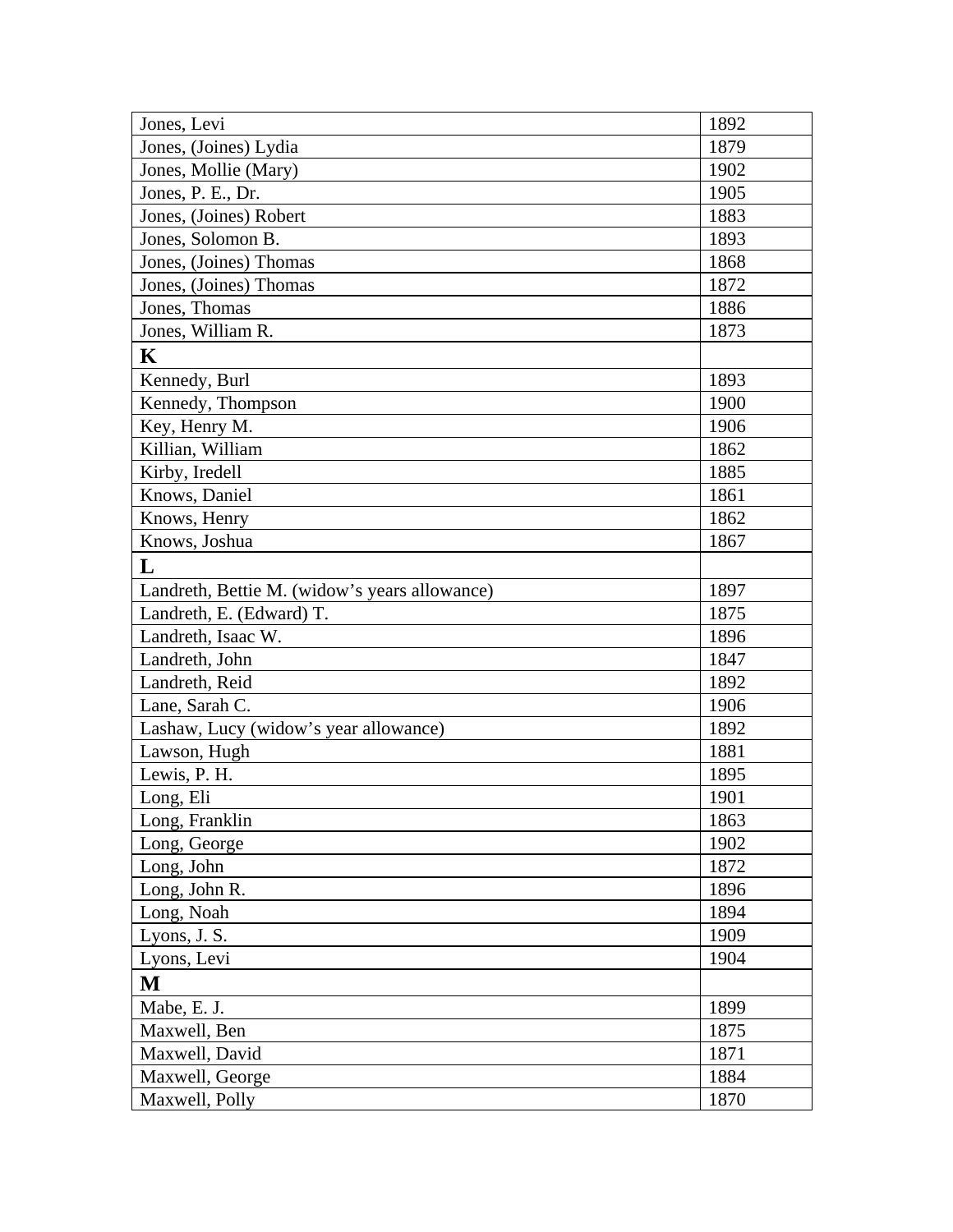| | |
|---|---|
| Jones, Levi | 1892 |
| Jones, (Joines) Lydia | 1879 |
| Jones, Mollie (Mary) | 1902 |
| Jones, P. E., Dr. | 1905 |
| Jones, (Joines) Robert | 1883 |
| Jones, Solomon B. | 1893 |
| Jones, (Joines) Thomas | 1868 |
| Jones, (Joines) Thomas | 1872 |
| Jones, Thomas | 1886 |
| Jones, William R. | 1873 |
| **K** | |
| Kennedy, Burl | 1893 |
| Kennedy, Thompson | 1900 |
| Key, Henry M. | 1906 |
| Killian, William | 1862 |
| Kirby, Iredell | 1885 |
| Knows, Daniel | 1861 |
| Knows, Henry | 1862 |
| Knows, Joshua | 1867 |
| **L** | |
| Landreth, Bettie M. (widow's years allowance) | 1897 |
| Landreth, E. (Edward) T. | 1875 |
| Landreth, Isaac W. | 1896 |
| Landreth, John | 1847 |
| Landreth, Reid | 1892 |
| Lane, Sarah C. | 1906 |
| Lashaw, Lucy (widow's year allowance) | 1892 |
| Lawson, Hugh | 1881 |
| Lewis, P. H. | 1895 |
| Long, Eli | 1901 |
| Long, Franklin | 1863 |
| Long, George | 1902 |
| Long, John | 1872 |
| Long, John R. | 1896 |
| Long, Noah | 1894 |
| Lyons, J. S. | 1909 |
| Lyons, Levi | 1904 |
| **M** | |
| Mabe, E. J. | 1899 |
| Maxwell, Ben | 1875 |
| Maxwell, David | 1871 |
| Maxwell, George | 1884 |
| Maxwell, Polly | 1870 |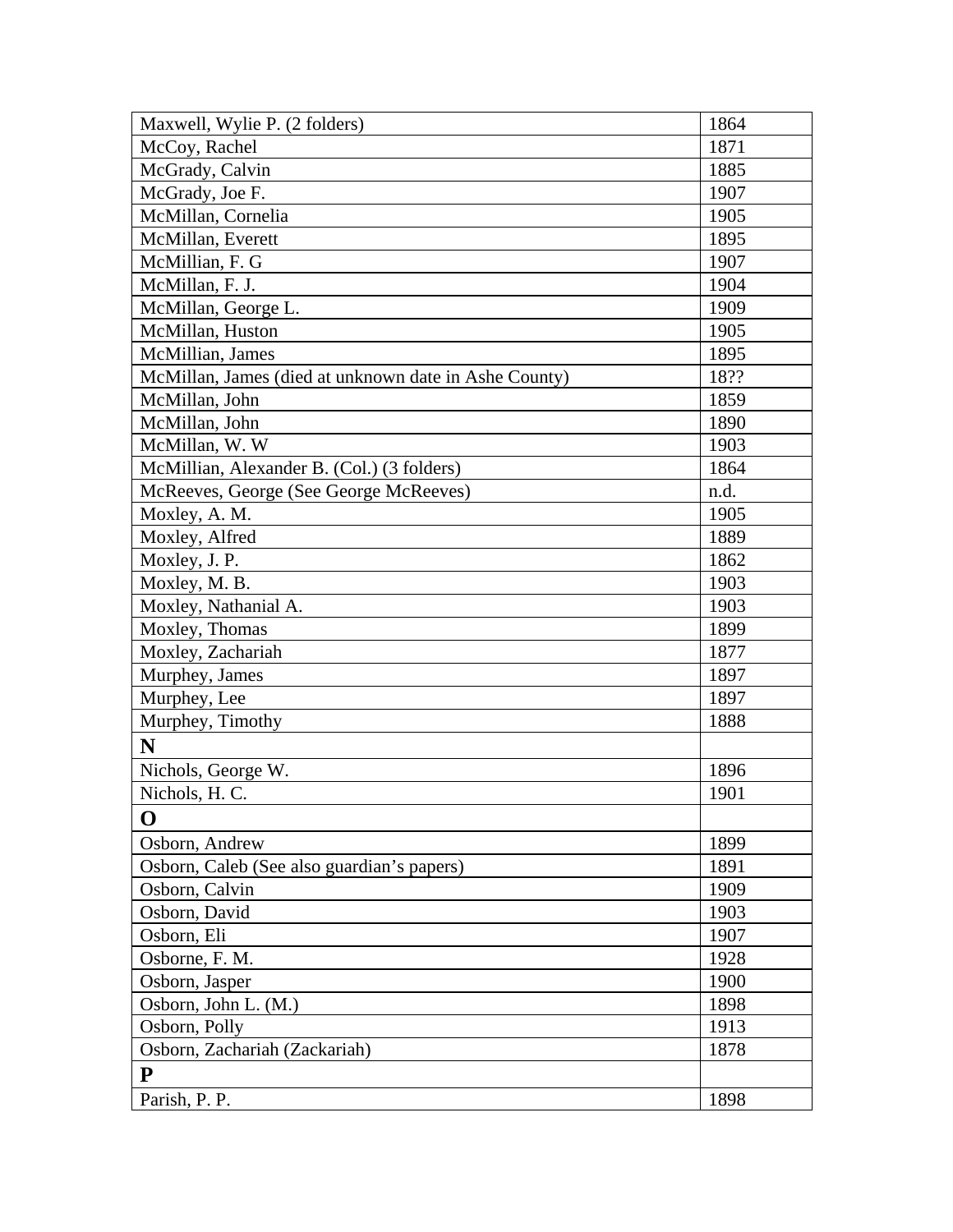| | |
|---|---|
| Maxwell, Wylie P. (2 folders) | 1864 |
| McCoy, Rachel | 1871 |
| McGrady, Calvin | 1885 |
| McGrady, Joe F. | 1907 |
| McMillan, Cornelia | 1905 |
| McMillan, Everett | 1895 |
| McMillian, F. G | 1907 |
| McMillan, F. J. | 1904 |
| McMillan, George L. | 1909 |
| McMillan, Huston | 1905 |
| McMillian, James | 1895 |
| McMillan, James (died at unknown date in Ashe County) | 18?? |
| McMillan, John | 1859 |
| McMillan, John | 1890 |
| McMillan, W. W | 1903 |
| McMillian, Alexander B. (Col.) (3 folders) | 1864 |
| McReeves, George (See George McReeves) | n.d. |
| Moxley, A. M. | 1905 |
| Moxley, Alfred | 1889 |
| Moxley, J. P. | 1862 |
| Moxley, M. B. | 1903 |
| Moxley, Nathanial A. | 1903 |
| Moxley, Thomas | 1899 |
| Moxley, Zachariah | 1877 |
| Murphey, James | 1897 |
| Murphey, Lee | 1897 |
| Murphey, Timothy | 1888 |
| **N** | |
| Nichols, George W. | 1896 |
| Nichols, H. C. | 1901 |
| **O** | |
| Osborn, Andrew | 1899 |
| Osborn, Caleb (See also guardian's papers) | 1891 |
| Osborn, Calvin | 1909 |
| Osborn, David | 1903 |
| Osborn, Eli | 1907 |
| Osborne, F. M. | 1928 |
| Osborn, Jasper | 1900 |
| Osborn, John L. (M.) | 1898 |
| Osborn, Polly | 1913 |
| Osborn, Zachariah (Zackariah) | 1878 |
| **P** | |
| Parish, P. P. | 1898 |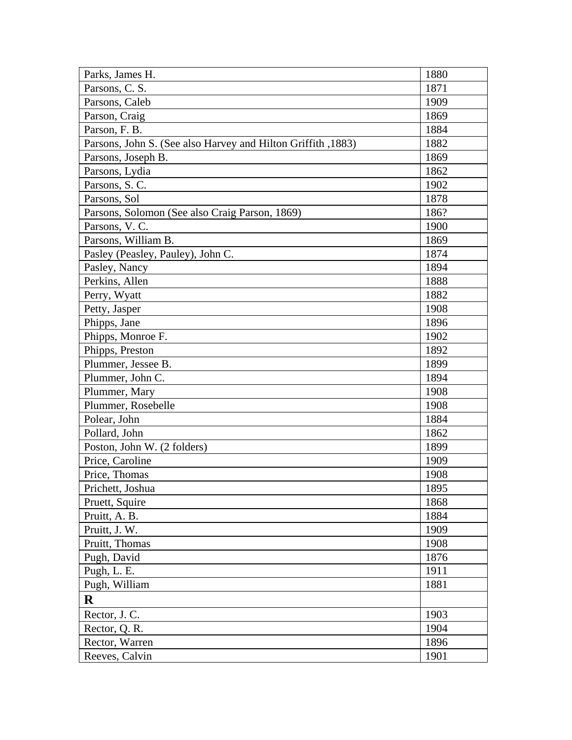| Parks, James H. | 1880 |
|---|---|
| Parsons, C. S. | 1871 |
| Parsons, Caleb | 1909 |
| Parson, Craig | 1869 |
| Parson, F. B. | 1884 |
| Parsons, John S. (See also Harvey and Hilton Griffith ,1883) | 1882 |
| Parsons, Joseph B. | 1869 |
| Parsons, Lydia | 1862 |
| Parsons, S. C. | 1902 |
| Parsons, Sol | 1878 |
| Parsons, Solomon (See also Craig Parson, 1869) | 186? |
| Parsons, V. C. | 1900 |
| Parsons, William B. | 1869 |
| Pasley (Peasley, Pauley), John C. | 1874 |
| Pasley, Nancy | 1894 |
| Perkins, Allen | 1888 |
| Perry, Wyatt | 1882 |
| Petty, Jasper | 1908 |
| Phipps, Jane | 1896 |
| Phipps, Monroe F. | 1902 |
| Phipps, Preston | 1892 |
| Plummer, Jessee B. | 1899 |
| Plummer, John C. | 1894 |
| Plummer, Mary | 1908 |
| Plummer, Rosebelle | 1908 |
| Polear, John | 1884 |
| Pollard, John | 1862 |
| Poston, John W. (2 folders) | 1899 |
| Price, Caroline | 1909 |
| Price, Thomas | 1908 |
| Prichett, Joshua | 1895 |
| Pruett, Squire | 1868 |
| Pruitt, A. B. | 1884 |
| Pruitt, J. W. | 1909 |
| Pruitt, Thomas | 1908 |
| Pugh, David | 1876 |
| Pugh, L. E. | 1911 |
| Pugh, William | 1881 |
| **R** | |
| Rector, J. C. | 1903 |
| Rector, Q. R. | 1904 |
| Rector, Warren | 1896 |
| Reeves, Calvin | 1901 |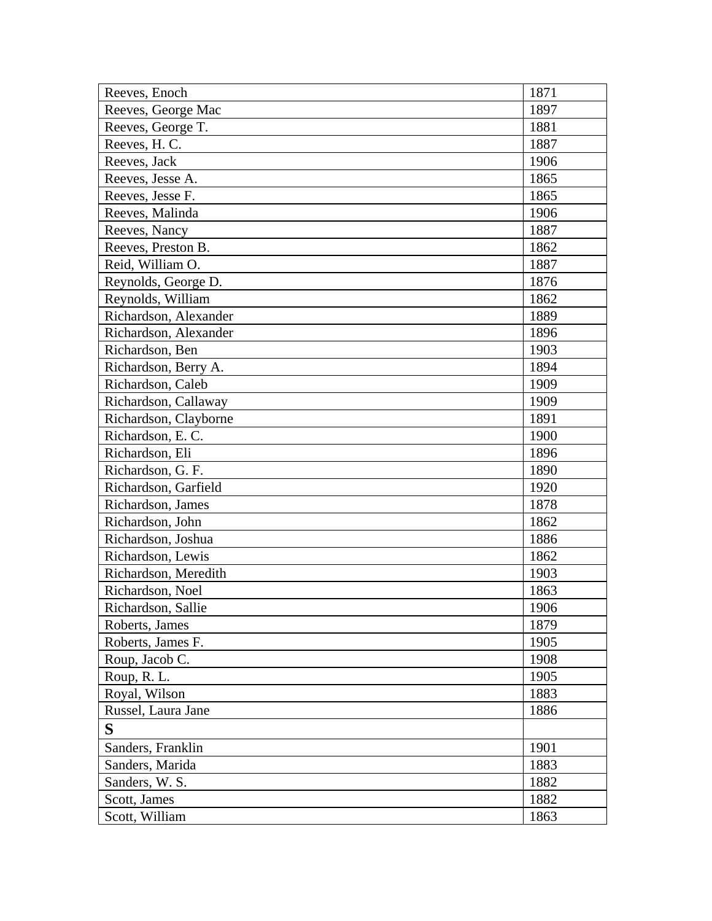| Reeves, Enoch | 1871 |
|---|---|
| Reeves, George Mac | 1897 |
| Reeves, George T. | 1881 |
| Reeves, H. C. | 1887 |
| Reeves, Jack | 1906 |
| Reeves, Jesse A. | 1865 |
| Reeves, Jesse F. | 1865 |
| Reeves, Malinda | 1906 |
| Reeves, Nancy | 1887 |
| Reeves, Preston B. | 1862 |
| Reid, William O. | 1887 |
| Reynolds, George D. | 1876 |
| Reynolds, William | 1862 |
| Richardson, Alexander | 1889 |
| Richardson, Alexander | 1896 |
| Richardson, Ben | 1903 |
| Richardson, Berry A. | 1894 |
| Richardson, Caleb | 1909 |
| Richardson, Callaway | 1909 |
| Richardson, Clayborne | 1891 |
| Richardson, E. C. | 1900 |
| Richardson, Eli | 1896 |
| Richardson, G. F. | 1890 |
| Richardson, Garfield | 1920 |
| Richardson, James | 1878 |
| Richardson, John | 1862 |
| Richardson, Joshua | 1886 |
| Richardson, Lewis | 1862 |
| Richardson, Meredith | 1903 |
| Richardson, Noel | 1863 |
| Richardson, Sallie | 1906 |
| Roberts, James | 1879 |
| Roberts, James F. | 1905 |
| Roup, Jacob C. | 1908 |
| Roup, R. L. | 1905 |
| Royal, Wilson | 1883 |
| Russel, Laura Jane | 1886 |
| **S** | |
| Sanders, Franklin | 1901 |
| Sanders, Marida | 1883 |
| Sanders, W. S. | 1882 |
| Scott, James | 1882 |
| Scott, William | 1863 |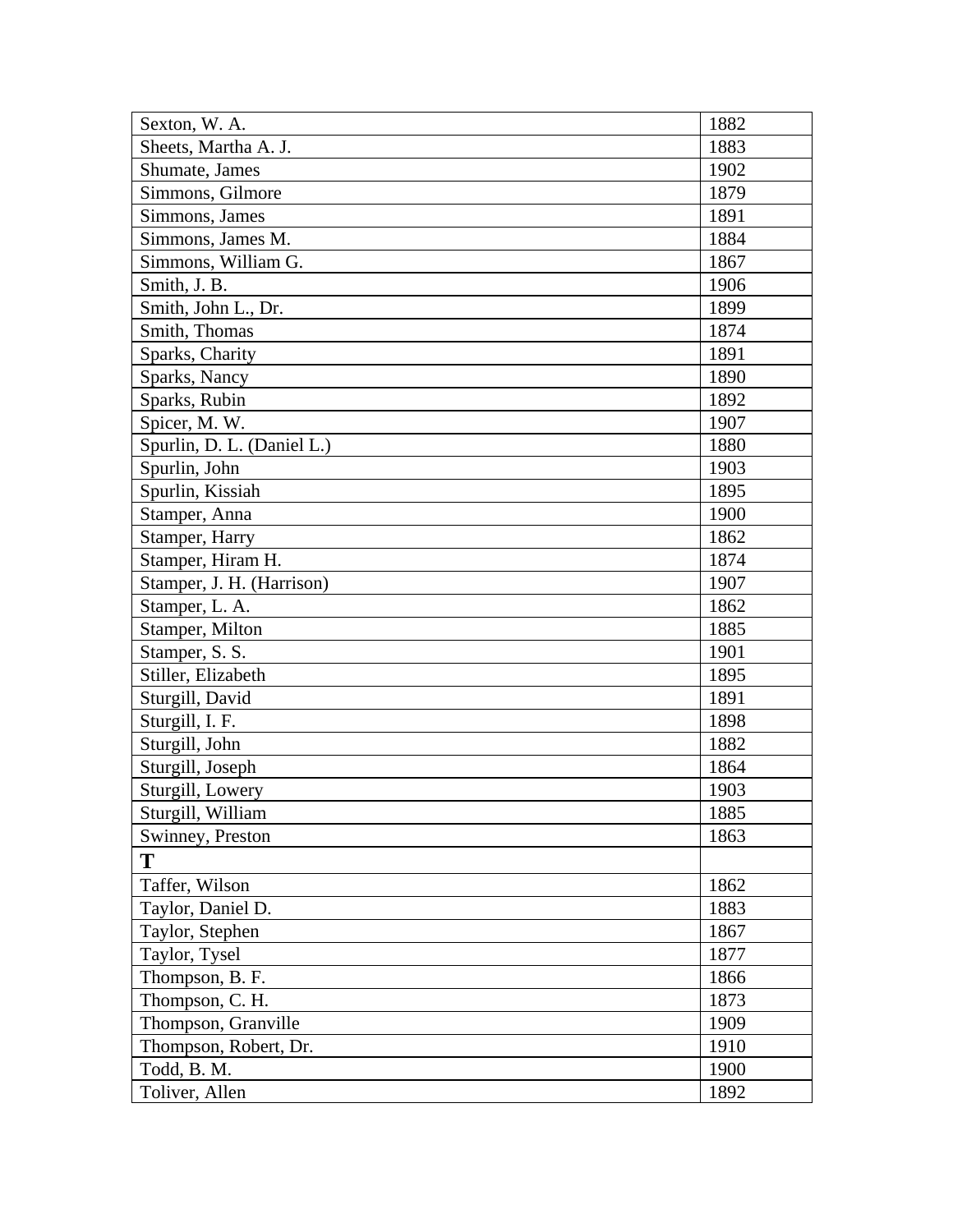| Sexton, W. A. | 1882 |
|---|---|
| Sheets, Martha A. J. | 1883 |
| Shumate, James | 1902 |
| Simmons, Gilmore | 1879 |
| Simmons, James | 1891 |
| Simmons, James M. | 1884 |
| Simmons, William G. | 1867 |
| Smith, J. B. | 1906 |
| Smith, John L., Dr. | 1899 |
| Smith, Thomas | 1874 |
| Sparks, Charity | 1891 |
| Sparks, Nancy | 1890 |
| Sparks, Rubin | 1892 |
| Spicer, M. W. | 1907 |
| Spurlin, D. L. (Daniel L.) | 1880 |
| Spurlin, John | 1903 |
| Spurlin, Kissiah | 1895 |
| Stamper, Anna | 1900 |
| Stamper, Harry | 1862 |
| Stamper, Hiram H. | 1874 |
| Stamper, J. H. (Harrison) | 1907 |
| Stamper, L. A. | 1862 |
| Stamper, Milton | 1885 |
| Stamper, S. S. | 1901 |
| Stiller, Elizabeth | 1895 |
| Sturgill, David | 1891 |
| Sturgill, I. F. | 1898 |
| Sturgill, John | 1882 |
| Sturgill, Joseph | 1864 |
| Sturgill, Lowery | 1903 |
| Sturgill, William | 1885 |
| Swinney, Preston | 1863 |
| **T** | |
| Taffer, Wilson | 1862 |
| Taylor, Daniel D. | 1883 |
| Taylor, Stephen | 1867 |
| Taylor, Tysel | 1877 |
| Thompson, B. F. | 1866 |
| Thompson, C. H. | 1873 |
| Thompson, Granville | 1909 |
| Thompson, Robert, Dr. | 1910 |
| Todd, B. M. | 1900 |
| Toliver, Allen | 1892 |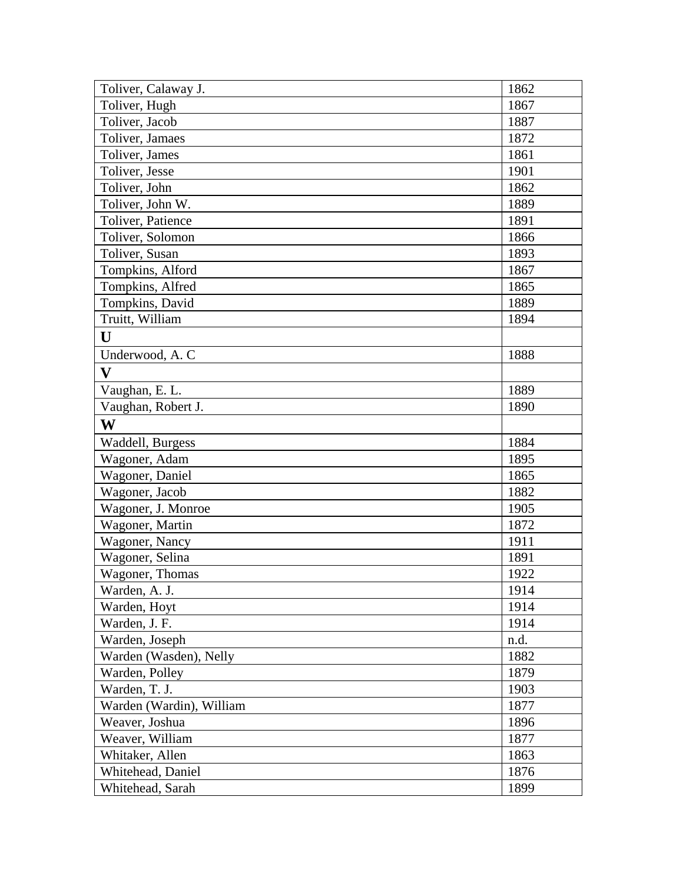| Toliver, Calaway J. | 1862 |
|---|---|
| Toliver, Hugh | 1867 |
| Toliver, Jacob | 1887 |
| Toliver, Jamaes | 1872 |
| Toliver, James | 1861 |
| Toliver, Jesse | 1901 |
| Toliver, John | 1862 |
| Toliver, John W. | 1889 |
| Toliver, Patience | 1891 |
| Toliver, Solomon | 1866 |
| Toliver, Susan | 1893 |
| Tompkins, Alford | 1867 |
| Tompkins, Alfred | 1865 |
| Tompkins, David | 1889 |
| Truitt, William | 1894 |
| **U** | |
| Underwood, A. C | 1888 |
| **V** | |
| Vaughan, E. L. | 1889 |
| Vaughan, Robert J. | 1890 |
| **W** | |
| Waddell, Burgess | 1884 |
| Wagoner, Adam | 1895 |
| Wagoner, Daniel | 1865 |
| Wagoner, Jacob | 1882 |
| Wagoner, J. Monroe | 1905 |
| Wagoner, Martin | 1872 |
| Wagoner, Nancy | 1911 |
| Wagoner, Selina | 1891 |
| Wagoner, Thomas | 1922 |
| Warden, A. J. | 1914 |
| Warden, Hoyt | 1914 |
| Warden, J. F. | 1914 |
| Warden, Joseph | n.d. |
| Warden (Wasden), Nelly | 1882 |
| Warden, Polley | 1879 |
| Warden, T. J. | 1903 |
| Warden (Wardin), William | 1877 |
| Weaver, Joshua | 1896 |
| Weaver, William | 1877 |
| Whitaker, Allen | 1863 |
| Whitehead, Daniel | 1876 |
| Whitehead, Sarah | 1899 |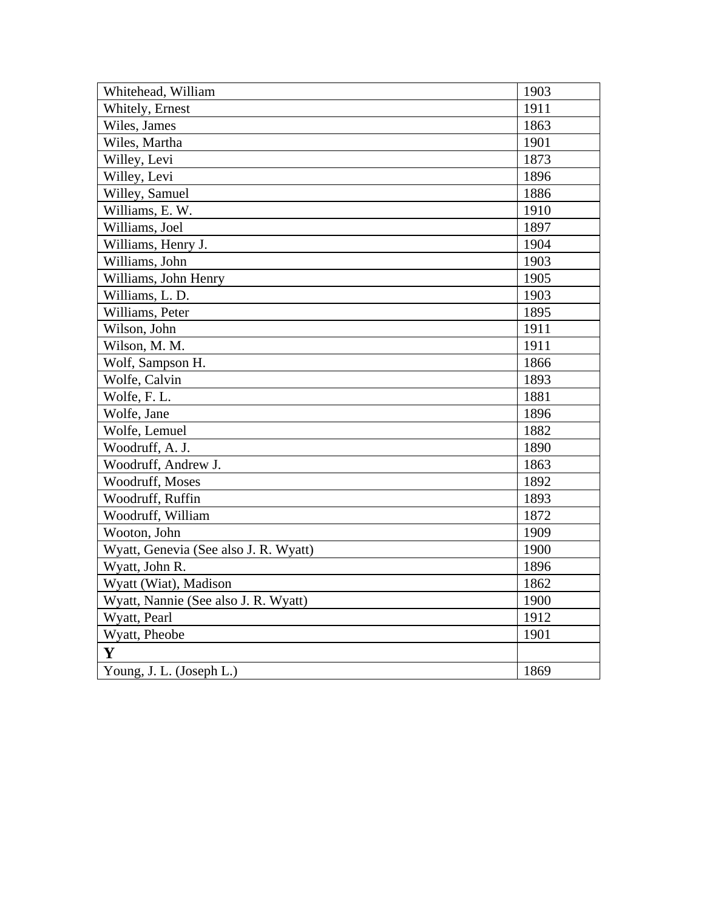| | |
|---|---|
| Whitehead, William | 1903 |
| Whitely, Ernest | 1911 |
| Wiles, James | 1863 |
| Wiles, Martha | 1901 |
| Willey, Levi | 1873 |
| Willey, Levi | 1896 |
| Willey, Samuel | 1886 |
| Williams, E. W. | 1910 |
| Williams, Joel | 1897 |
| Williams, Henry J. | 1904 |
| Williams, John | 1903 |
| Williams, John Henry | 1905 |
| Williams, L. D. | 1903 |
| Williams, Peter | 1895 |
| Wilson, John | 1911 |
| Wilson, M. M. | 1911 |
| Wolf, Sampson H. | 1866 |
| Wolfe, Calvin | 1893 |
| Wolfe, F. L. | 1881 |
| Wolfe, Jane | 1896 |
| Wolfe, Lemuel | 1882 |
| Woodruff, A. J. | 1890 |
| Woodruff, Andrew J. | 1863 |
| Woodruff, Moses | 1892 |
| Woodruff, Ruffin | 1893 |
| Woodruff, William | 1872 |
| Wooton, John | 1909 |
| Wyatt, Genevia (See also J. R. Wyatt) | 1900 |
| Wyatt, John R. | 1896 |
| Wyatt (Wiat), Madison | 1862 |
| Wyatt, Nannie (See also J. R. Wyatt) | 1900 |
| Wyatt, Pearl | 1912 |
| Wyatt, Pheobe | 1901 |
| **Y** | |
| Young, J. L. (Joseph L.) | 1869 |